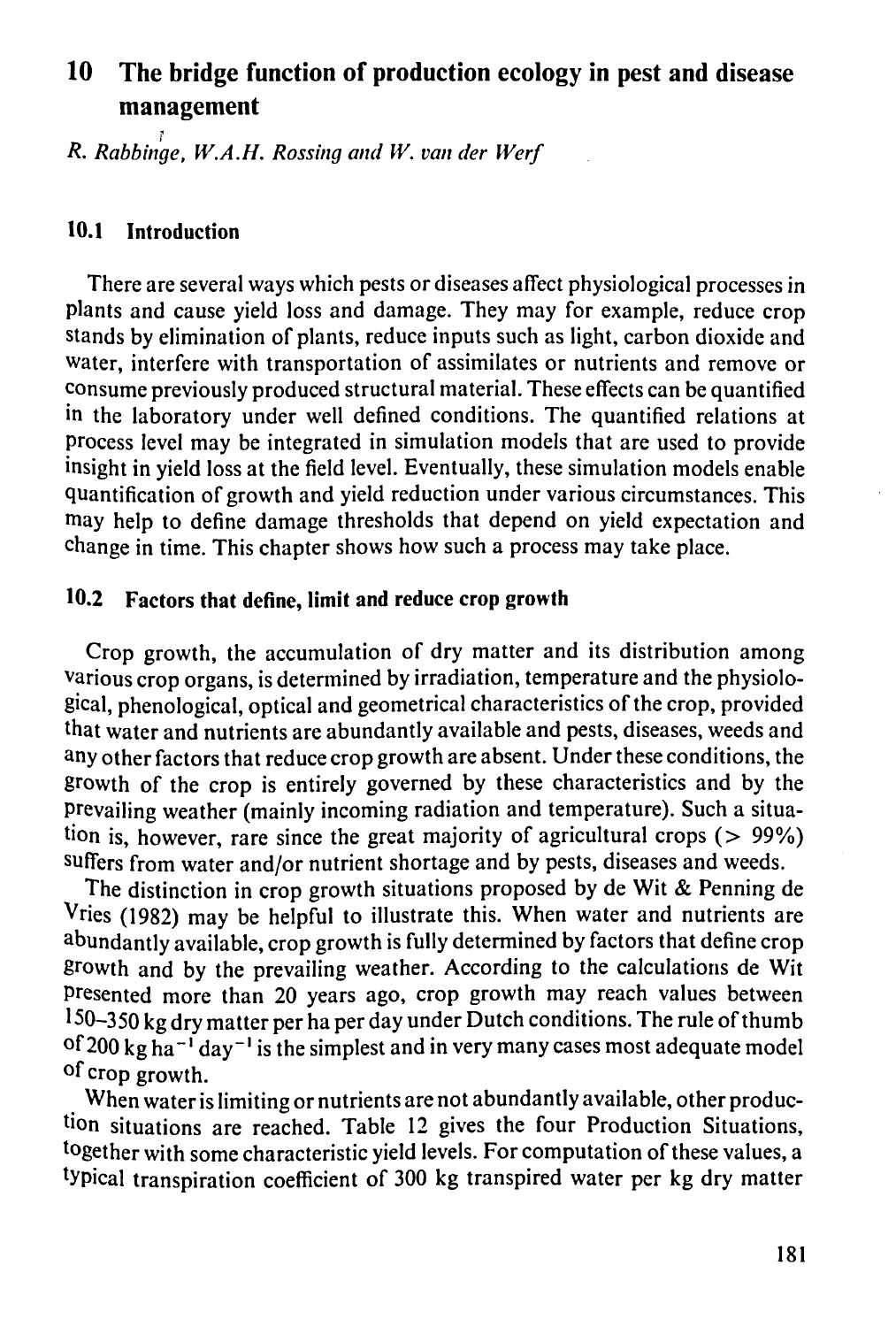# 10 The bridge function of production ecology in pest and disease management

*R. Rabbinge, W.A.H. Rossing and W. van der Werf*

## 10.1 Introduction

There are several ways which pests or diseases affect physiological processes in plants and cause yield loss and damage. They may for example, reduce crop stands by elimination of plants, reduce inputs such as light, carbon dioxide and water, interfere with transportation of assimilates or nutrients and remove or consume previously produced structural material. These effects can be quantified in the laboratory under well defined conditions. The quantified relations at process level may be integrated in simulation models that are used to provide insight in yield loss at the field level. Eventually, these simulation models enable quantification of growth and yield reduction under various circumstances. This may help to define damage thresholds that depend on yield expectation and change in time. This chapter shows how such a process may take place.

## 10.2 Factors that define, limit and reduce crop growth

Crop growth, the accumulation of dry matter and its distribution among various crop organs, is determined by irradiation, temperature and the physiological, phenological, optical and geometrical characteristics of the crop, provided that water and nutrients are abundantly available and pests, diseases, weeds and any other factors that reduce crop growth are absent. Under these conditions, the growth of the crop is entirely governed by these characteristics and by the prevailing weather (mainly incoming radiation and temperature). Such a situation is, however, rare since the great majority of agricultural crops (> 99%) suffers from water and/or nutrient shortage and by pests, diseases and weeds.

The distinction in crop growth situations proposed by de Wit & Penning de Vries (1982) may be helpful to illustrate this. When water and nutrients are abundantly available, crop growth is fully determined by factors that define crop growth and by the prevailing weather. According to the calculations de Wit presented more than 20 years ago, crop growth may reach values between 150–350 kg dry matter per ha per day under Dutch conditions. The rule of thumb of 200 kg $ha^{-1}$ $day^{-1}$ is the simplest and in very many cases most adequate model of crop growth.

When water is limiting or nutrients are not abundantly available, other production situations are reached. Table 12 gives the four Production Situations, together with some characteristic yield levels. For computation of these values, a typical transpiration coefficient of 300 kg transpired water per kg dry matter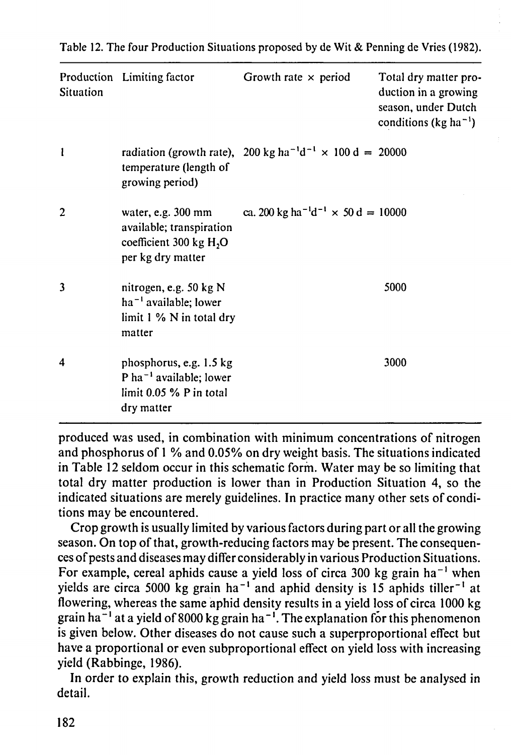Table 12. The four Production Situations proposed by de Wit & Penning de Vries (1982).

| Production Situation | Limiting factor | Growth rate × period | Total dry matter production in a growing season, under Dutch conditions (kg $ha^{-1}$) |
|---|---|---|---|
| 1 | radiation (growth rate), temperature (length of growing period) | 200 kg $ha^{-1}d^{-1}$ × 100 d = | 20000 |
| 2 | water, e.g. 300 mm available; transpiration coefficient 300 kg $H_2O$ per kg dry matter | ca. 200 kg $ha^{-1}d^{-1}$ × 50 d = | 10000 |
| 3 | nitrogen, e.g. 50 kg N $ha^{-1}$ available; lower limit 1 % N in total dry matter | | 5000 |
| 4 | phosphorus, e.g. 1.5 kg P $ha^{-1}$ available; lower limit 0.05 % P in total dry matter | | 3000 |

produced was used, in combination with minimum concentrations of nitrogen and phosphorus of 1 % and 0.05% on dry weight basis. The situations indicated in Table 12 seldom occur in this schematic form. Water may be so limiting that total dry matter production is lower than in Production Situation 4, so the indicated situations are merely guidelines. In practice many other sets of conditions may be encountered.

Crop growth is usually limited by various factors during part or all the growing season. On top of that, growth-reducing factors may be present. The consequences of pests and diseases may differ considerably in various Production Situations. For example, cereal aphids cause a yield loss of circa 300 kg grain $ha^{-1}$ when yields are circa 5000 kg grain $ha^{-1}$ and aphid density is 15 aphids $tiller^{-1}$ at flowering, whereas the same aphid density results in a yield loss of circa 1000 kg grain $ha^{-1}$ at a yield of 8000 kg grain $ha^{-1}$. The explanation for this phenomenon is given below. Other diseases do not cause such a superproportional effect but have a proportional or even subproportional effect on yield loss with increasing yield (Rabbinge, 1986).

In order to explain this, growth reduction and yield loss must be analysed in detail.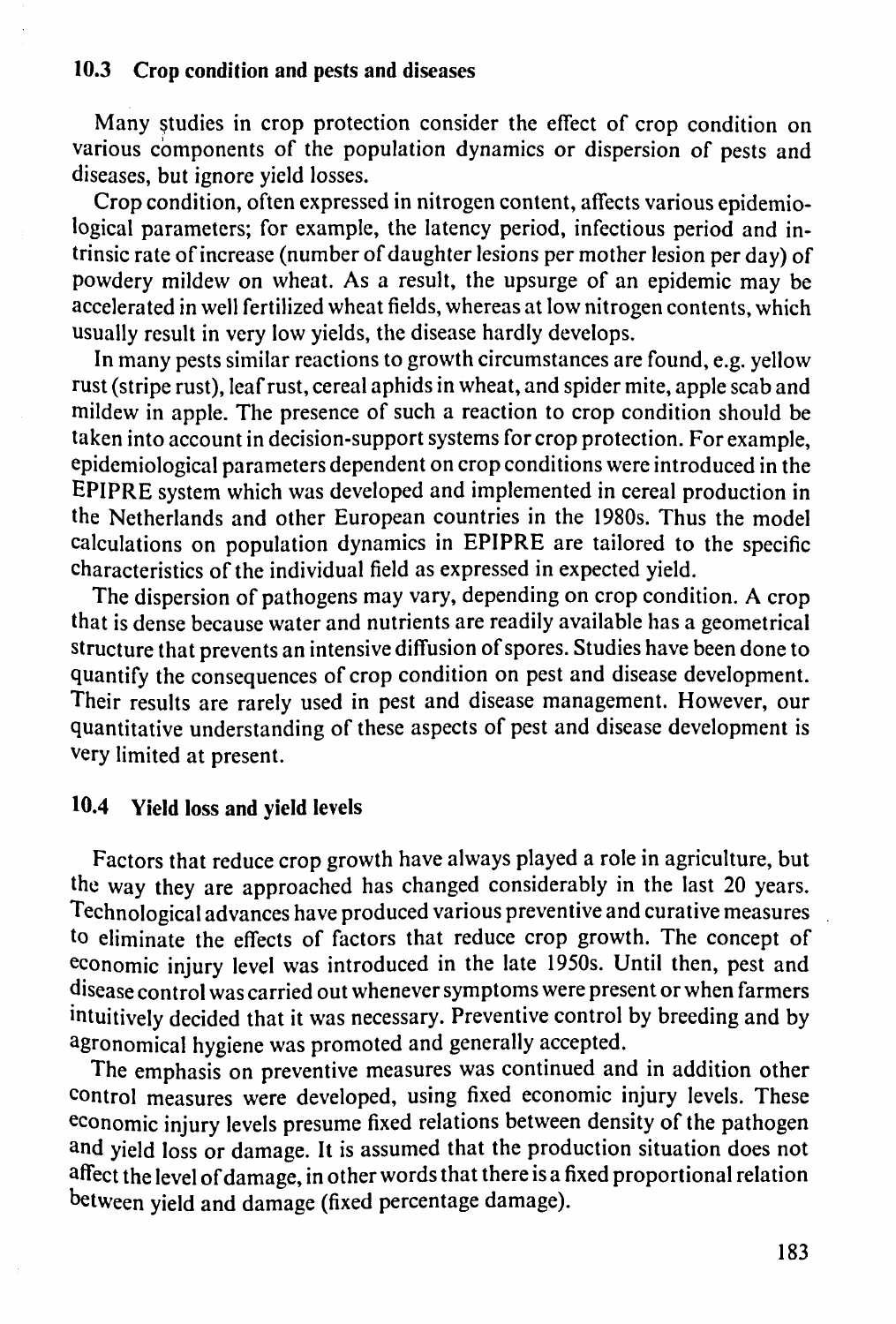## 10.3 Crop condition and pests and diseases

Many studies in crop protection consider the effect of crop condition on various components of the population dynamics or dispersion of pests and diseases, but ignore yield losses.

Crop condition, often expressed in nitrogen content, affects various epidemiological parameters; for example, the latency period, infectious period and intrinsic rate of increase (number of daughter lesions per mother lesion per day) of powdery mildew on wheat. As a result, the upsurge of an epidemic may be accelerated in well fertilized wheat fields, whereas at low nitrogen contents, which usually result in very low yields, the disease hardly develops.

In many pests similar reactions to growth circumstances are found, e.g. yellow rust (stripe rust), leaf rust, cereal aphids in wheat, and spider mite, apple scab and mildew in apple. The presence of such a reaction to crop condition should be taken into account in decision-support systems for crop protection. For example, epidemiological parameters dependent on crop conditions were introduced in the EPIPRE system which was developed and implemented in cereal production in the Netherlands and other European countries in the 1980s. Thus the model calculations on population dynamics in EPIPRE are tailored to the specific characteristics of the individual field as expressed in expected yield.

The dispersion of pathogens may vary, depending on crop condition. A crop that is dense because water and nutrients are readily available has a geometrical structure that prevents an intensive diffusion of spores. Studies have been done to quantify the consequences of crop condition on pest and disease development. Their results are rarely used in pest and disease management. However, our quantitative understanding of these aspects of pest and disease development is very limited at present.

## 10.4 Yield loss and yield levels

Factors that reduce crop growth have always played a role in agriculture, but the way they are approached has changed considerably in the last 20 years. Technological advances have produced various preventive and curative measures to eliminate the effects of factors that reduce crop growth. The concept of economic injury level was introduced in the late 1950s. Until then, pest and disease control was carried out whenever symptoms were present or when farmers intuitively decided that it was necessary. Preventive control by breeding and by agronomical hygiene was promoted and generally accepted.

The emphasis on preventive measures was continued and in addition other control measures were developed, using fixed economic injury levels. These economic injury levels presume fixed relations between density of the pathogen and yield loss or damage. It is assumed that the production situation does not affect the level of damage, in other words that there is a fixed proportional relation between yield and damage (fixed percentage damage).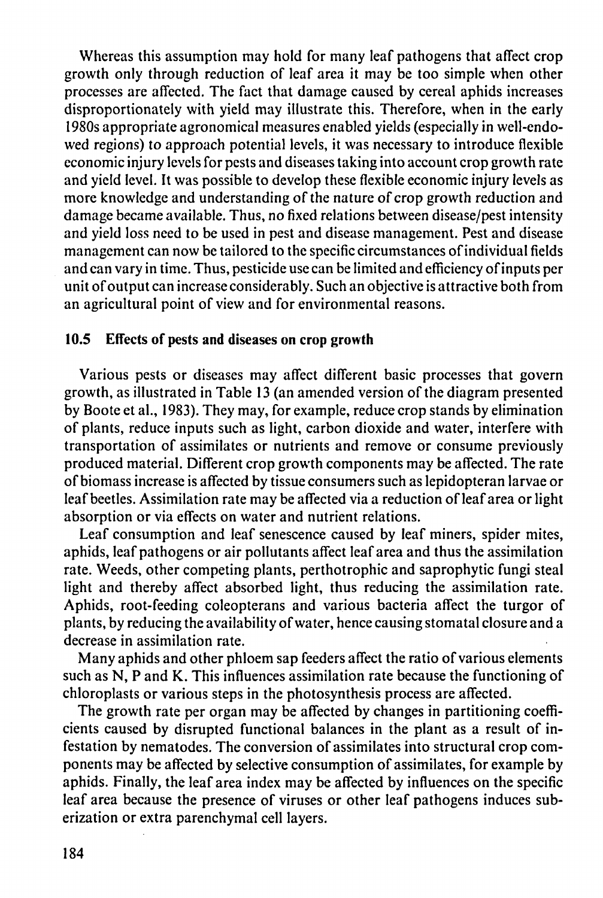Whereas this assumption may hold for many leaf pathogens that affect crop growth only through reduction of leaf area it may be too simple when other processes are affected. The fact that damage caused by cereal aphids increases disproportionately with yield may illustrate this. Therefore, when in the early 1980s appropriate agronomical measures enabled yields (especially in well-endowed regions) to approach potential levels, it was necessary to introduce flexible economic injury levels for pests and diseases taking into account crop growth rate and yield level. It was possible to develop these flexible economic injury levels as more knowledge and understanding of the nature of crop growth reduction and damage became available. Thus, no fixed relations between disease/pest intensity and yield loss need to be used in pest and disease management. Pest and disease management can now be tailored to the specific circumstances of individual fields and can vary in time. Thus, pesticide use can be limited and efficiency of inputs per unit of output can increase considerably. Such an objective is attractive both from an agricultural point of view and for environmental reasons.

## 10.5 Effects of pests and diseases on crop growth

Various pests or diseases may affect different basic processes that govern growth, as illustrated in Table 13 (an amended version of the diagram presented by Boote et al., 1983). They may, for example, reduce crop stands by elimination of plants, reduce inputs such as light, carbon dioxide and water, interfere with transportation of assimilates or nutrients and remove or consume previously produced material. Different crop growth components may be affected. The rate of biomass increase is affected by tissue consumers such as lepidopteran larvae or leaf beetles. Assimilation rate may be affected via a reduction of leaf area or light absorption or via effects on water and nutrient relations.

Leaf consumption and leaf senescence caused by leaf miners, spider mites, aphids, leaf pathogens or air pollutants affect leaf area and thus the assimilation rate. Weeds, other competing plants, perthotrophic and saprophytic fungi steal light and thereby affect absorbed light, thus reducing the assimilation rate. Aphids, root-feeding coleopterans and various bacteria affect the turgor of plants, by reducing the availability of water, hence causing stomatal closure and a decrease in assimilation rate.

Many aphids and other phloem sap feeders affect the ratio of various elements such as N, P and K. This influences assimilation rate because the functioning of chloroplasts or various steps in the photosynthesis process are affected.

The growth rate per organ may be affected by changes in partitioning coefficients caused by disrupted functional balances in the plant as a result of infestation by nematodes. The conversion of assimilates into structural crop components may be affected by selective consumption of assimilates, for example by aphids. Finally, the leaf area index may be affected by influences on the specific leaf area because the presence of viruses or other leaf pathogens induces suberization or extra parenchymal cell layers.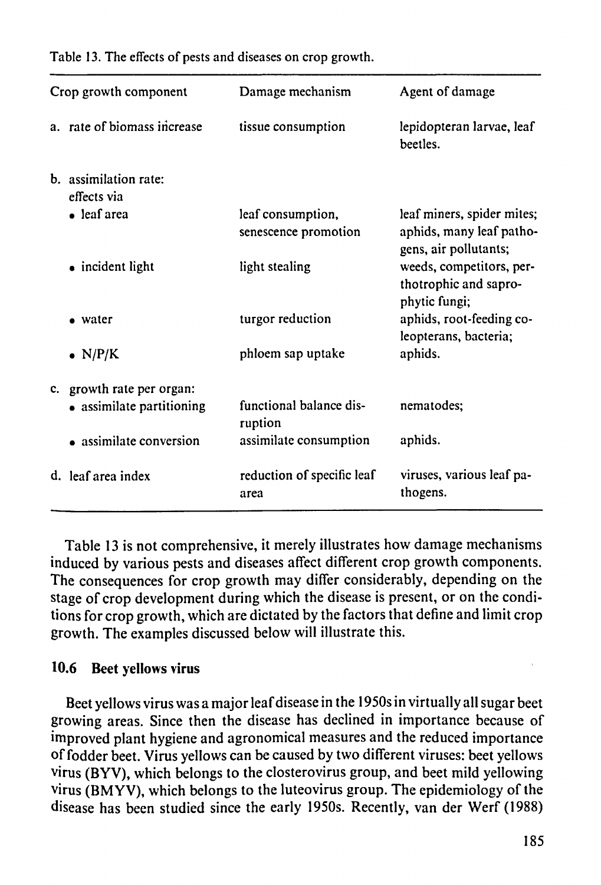Table 13. The effects of pests and diseases on crop growth.

| Crop growth component | Damage mechanism | Agent of damage |
|---|---|---|
| a. rate of biomass increase | tissue consumption | lepidopteran larvae, leaf beetles. |
| b. assimilation rate: effects via | | |
| • leaf area | leaf consumption, senescence promotion | leaf miners, spider mites; aphids, many leaf pathogens, air pollutants; |
| • incident light | light stealing | weeds, competitors, perthotrophic and saprophytic fungi; |
| • water | turgor reduction | aphids, root-feeding coleopterans, bacteria; |
| • N/P/K | phloem sap uptake | aphids. |
| c. growth rate per organ: | | |
| • assimilate partitioning | functional balance disruption | nematodes; |
| • assimilate conversion | assimilate consumption | aphids. |
| d. leaf area index | reduction of specific leaf area | viruses, various leaf pathogens. |

Table 13 is not comprehensive, it merely illustrates how damage mechanisms induced by various pests and diseases affect different crop growth components. The consequences for crop growth may differ considerably, depending on the stage of crop development during which the disease is present, or on the conditions for crop growth, which are dictated by the factors that define and limit crop growth. The examples discussed below will illustrate this.

### 10.6 Beet yellows virus

Beet yellows virus was a major leaf disease in the 1950s in virtually all sugar beet growing areas. Since then the disease has declined in importance because of improved plant hygiene and agronomical measures and the reduced importance of fodder beet. Virus yellows can be caused by two different viruses: beet yellows virus (BYV), which belongs to the closterovirus group, and beet mild yellowing virus (BMYV), which belongs to the luteovirus group. The epidemiology of the disease has been studied since the early 1950s. Recently, van der Werf (1988)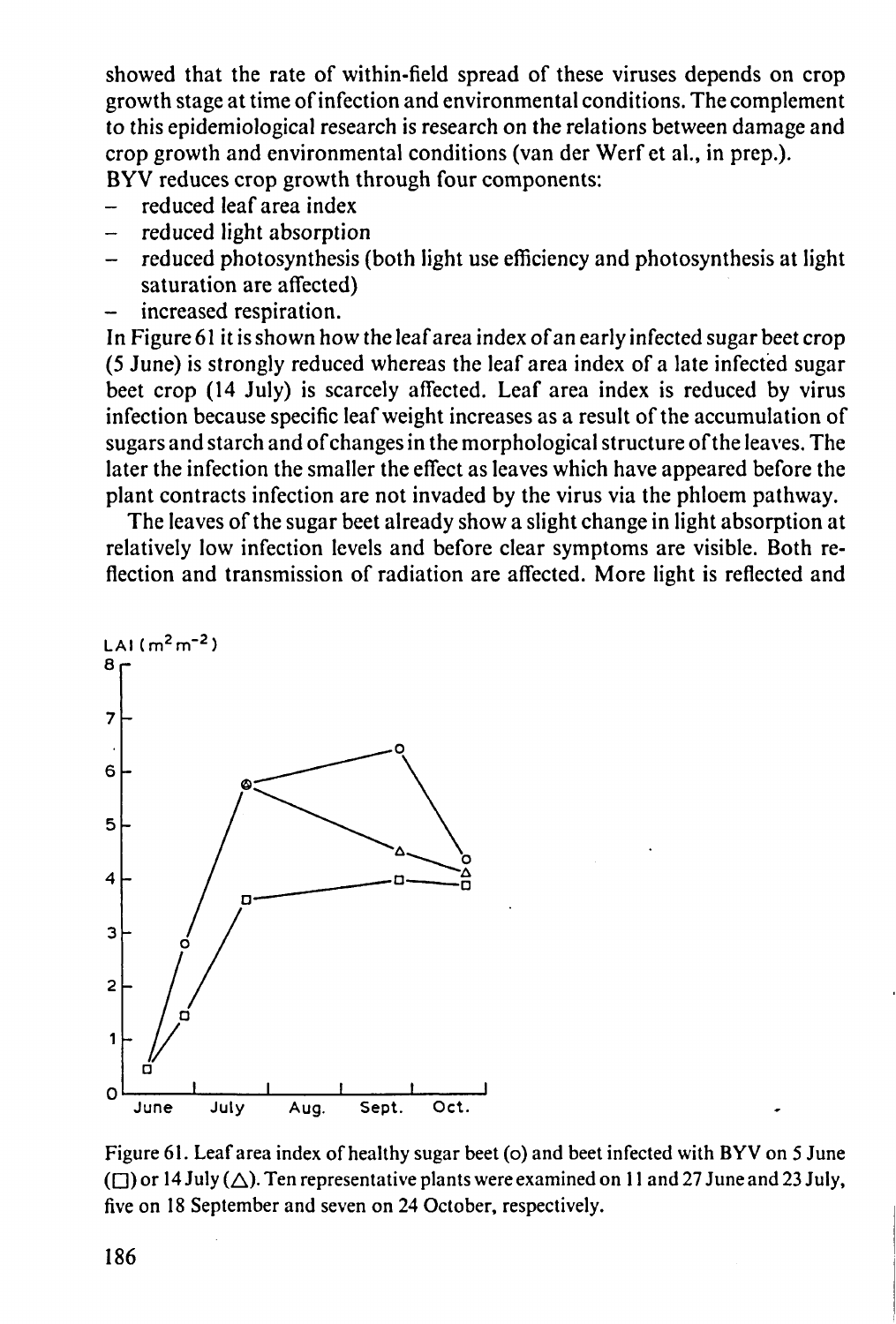showed that the rate of within-field spread of these viruses depends on crop growth stage at time of infection and environmental conditions. The complement to this epidemiological research is research on the relations between damage and crop growth and environmental conditions (van der Werf et al., in prep.).

BYV reduces crop growth through four components:

- reduced leaf area index
- reduced light absorption
- reduced photosynthesis (both light use efficiency and photosynthesis at light saturation are affected)
- increased respiration.

In Figure 61 it is shown how the leaf area index of an early infected sugar beet crop (5 June) is strongly reduced whereas the leaf area index of a late infected sugar beet crop (14 July) is scarcely affected. Leaf area index is reduced by virus infection because specific leaf weight increases as a result of the accumulation of sugars and starch and of changes in the morphological structure of the leaves. The later the infection the smaller the effect as leaves which have appeared before the plant contracts infection are not invaded by the virus via the phloem pathway.

The leaves of the sugar beet already show a slight change in light absorption at relatively low infection levels and before clear symptoms are visible. Both reflection and transmission of radiation are affected. More light is reflected and

Figure 61. Leaf area index of healthy sugar beet (o) and beet infected with BYV on 5 June (□) or 14 July (△). Ten representative plants were examined on 11 and 27 June and 23 July, five on 18 September and seven on 24 October, respectively.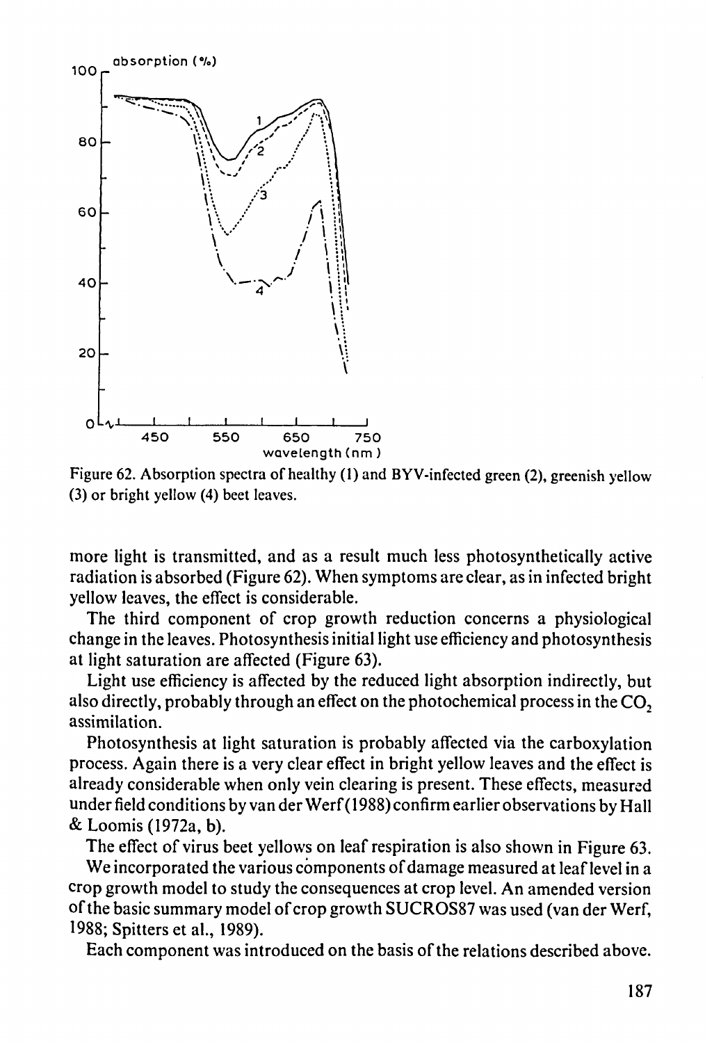Figure 62. Absorption spectra of healthy (1) and BYV-infected green (2), greenish yellow (3) or bright yellow (4) beet leaves.

more light is transmitted, and as a result much less photosynthetically active radiation is absorbed (Figure 62). When symptoms are clear, as in infected bright yellow leaves, the effect is considerable.

The third component of crop growth reduction concerns a physiological change in the leaves. Photosynthesis initial light use efficiency and photosynthesis at light saturation are affected (Figure 63).

Light use efficiency is affected by the reduced light absorption indirectly, but also directly, probably through an effect on the photochemical process in the $CO_2$ assimilation.

Photosynthesis at light saturation is probably affected via the carboxylation process. Again there is a very clear effect in bright yellow leaves and the effect is already considerable when only vein clearing is present. These effects, measured under field conditions by van der Werf (1988) confirm earlier observations by Hall & Loomis (1972a, b).

The effect of virus beet yellows on leaf respiration is also shown in Figure 63.

We incorporated the various components of damage measured at leaf level in a crop growth model to study the consequences at crop level. An amended version of the basic summary model of crop growth SUCROS87 was used (van der Werf, 1988; Spitters et al., 1989).

Each component was introduced on the basis of the relations described above.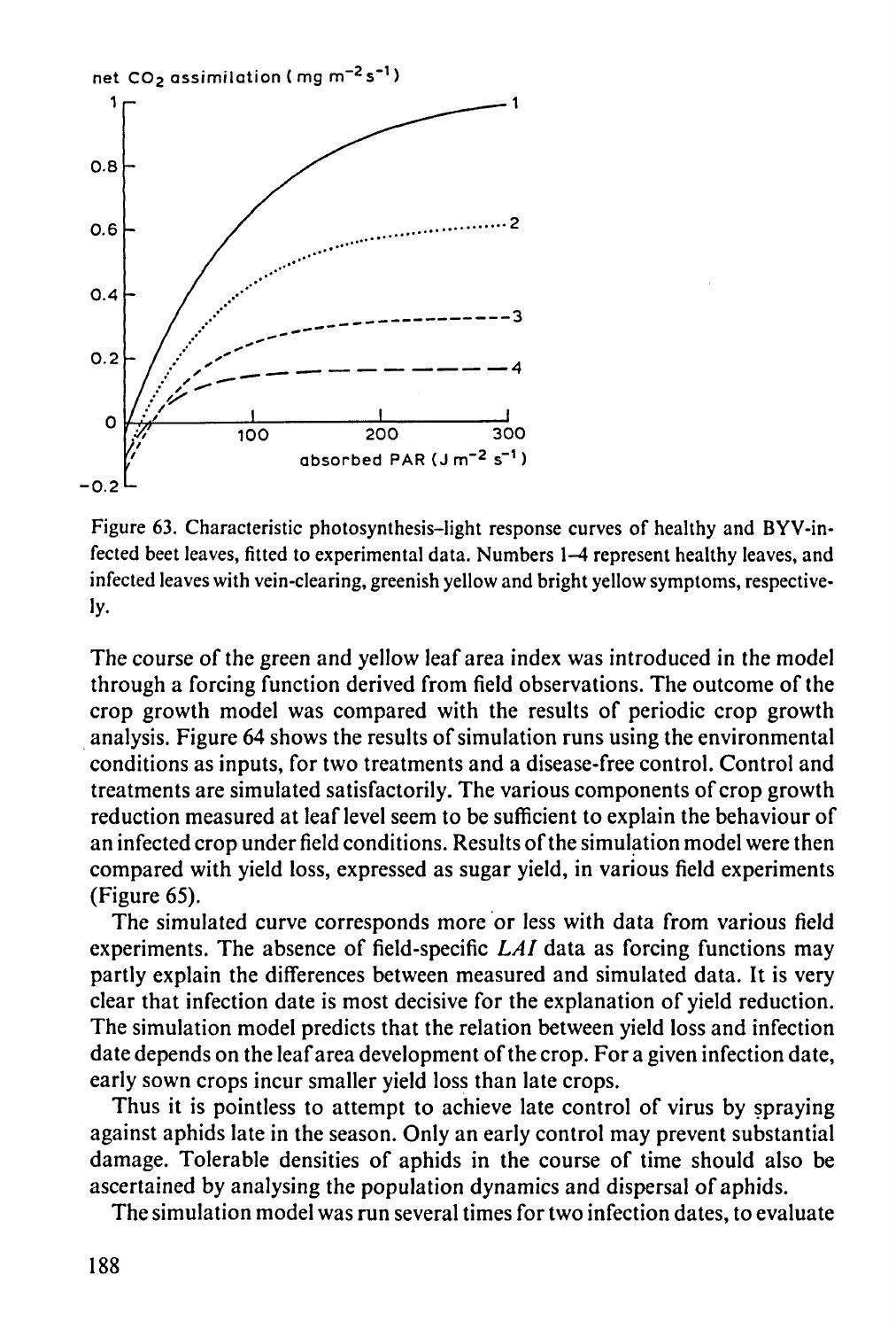Figure 63. Characteristic photosynthesis–light response curves of healthy and BYV-infected beet leaves, fitted to experimental data. Numbers 1–4 represent healthy leaves, and infected leaves with vein-clearing, greenish yellow and bright yellow symptoms, respectively.

The course of the green and yellow leaf area index was introduced in the model through a forcing function derived from field observations. The outcome of the crop growth model was compared with the results of periodic crop growth analysis. Figure 64 shows the results of simulation runs using the environmental conditions as inputs, for two treatments and a disease-free control. Control and treatments are simulated satisfactorily. The various components of crop growth reduction measured at leaf level seem to be sufficient to explain the behaviour of an infected crop under field conditions. Results of the simulation model were then compared with yield loss, expressed as sugar yield, in various field experiments (Figure 65).

The simulated curve corresponds more or less with data from various field experiments. The absence of field-specific *LAI* data as forcing functions may partly explain the differences between measured and simulated data. It is very clear that infection date is most decisive for the explanation of yield reduction. The simulation model predicts that the relation between yield loss and infection date depends on the leaf area development of the crop. For a given infection date, early sown crops incur smaller yield loss than late crops.

Thus it is pointless to attempt to achieve late control of virus by spraying against aphids late in the season. Only an early control may prevent substantial damage. Tolerable densities of aphids in the course of time should also be ascertained by analysing the population dynamics and dispersal of aphids.

The simulation model was run several times for two infection dates, to evaluate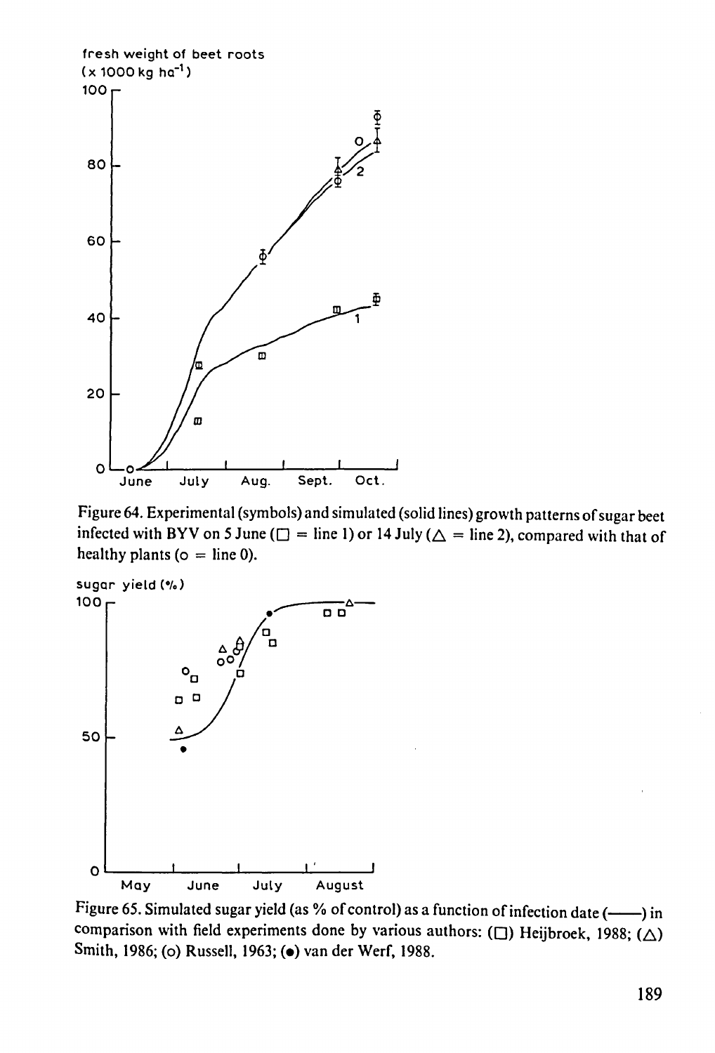Figure 64. Experimental (symbols) and simulated (solid lines) growth patterns of sugar beet infected with BYV on 5 June (□ = line 1) or 14 July (△ = line 2), compared with that of healthy plants (o = line 0).

Figure 65. Simulated sugar yield (as % of control) as a function of infection date (——) in comparison with field experiments done by various authors: (□) Heijbroek, 1988; (△) Smith, 1986; (o) Russell, 1963; (●) van der Werf, 1988.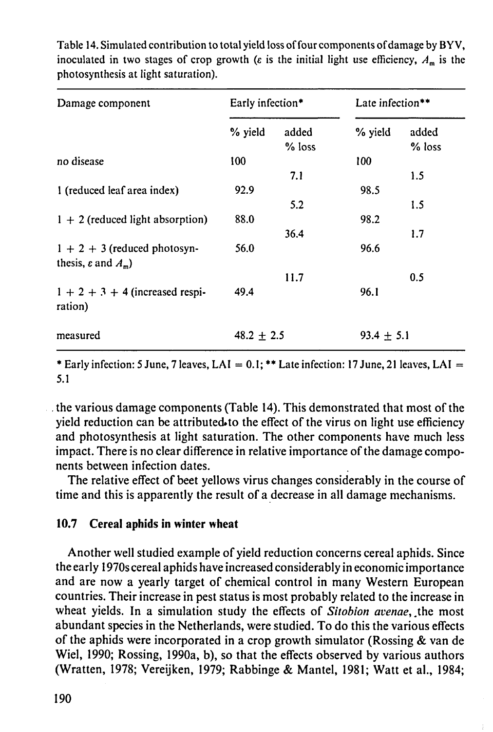Table 14. Simulated contribution to total yield loss of four components of damage by BYV, inoculated in two stages of crop growth ($\varepsilon$ is the initial light use efficiency, $A_m$ is the photosynthesis at light saturation).

| Damage component | Early infection* | | Late infection** | |
|---|---|---|---|---|
| | % yield | added % loss | % yield | added % loss |
| no disease | 100 | | 100 | |
| | | 7.1 | | 1.5 |
| 1 (reduced leaf area index) | 92.9 | | 98.5 | |
| | | 5.2 | | 1.5 |
| 1 + 2 (reduced light absorption) | 88.0 | | 98.2 | |
| | | 36.4 | | 1.7 |
| 1 + 2 + 3 (reduced photosynthesis, $\varepsilon$ and $A_m$) | 56.0 | | 96.6 | |
| | | 11.7 | | 0.5 |
| 1 + 2 + 3 + 4 (increased respiration) | 49.4 | | 96.1 | |
| measured | 48.2 ± 2.5 | | 93.4 ± 5.1 | |

\* Early infection: 5 June, 7 leaves, LAI = 0.1; ** Late infection: 17 June, 21 leaves, LAI = 5.1

the various damage components (Table 14). This demonstrated that most of the yield reduction can be attributed to the effect of the virus on light use efficiency and photosynthesis at light saturation. The other components have much less impact. There is no clear difference in relative importance of the damage components between infection dates.

The relative effect of beet yellows virus changes considerably in the course of time and this is apparently the result of a decrease in all damage mechanisms.

### 10.7 Cereal aphids in winter wheat

Another well studied example of yield reduction concerns cereal aphids. Since the early 1970s cereal aphids have increased considerably in economic importance and are now a yearly target of chemical control in many Western European countries. Their increase in pest status is most probably related to the increase in wheat yields. In a simulation study the effects of *Sitobion avenae*, the most abundant species in the Netherlands, were studied. To do this the various effects of the aphids were incorporated in a crop growth simulator (Rossing & van de Wiel, 1990; Rossing, 1990a, b), so that the effects observed by various authors (Wratten, 1978; Vereijken, 1979; Rabbinge & Mantel, 1981; Watt et al., 1984;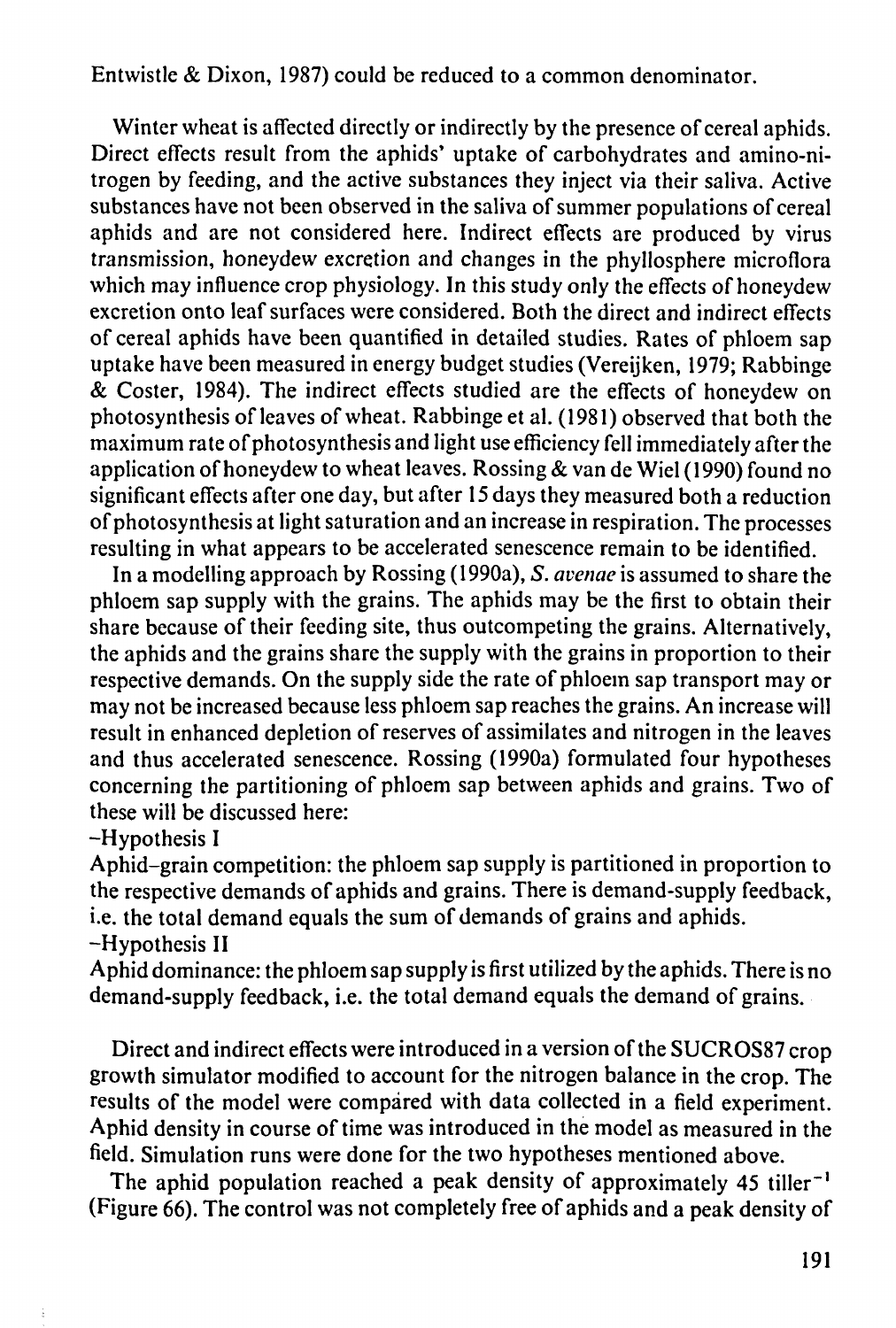Entwistle & Dixon, 1987) could be reduced to a common denominator.

Winter wheat is affected directly or indirectly by the presence of cereal aphids. Direct effects result from the aphids' uptake of carbohydrates and amino-nitrogen by feeding, and the active substances they inject via their saliva. Active substances have not been observed in the saliva of summer populations of cereal aphids and are not considered here. Indirect effects are produced by virus transmission, honeydew excretion and changes in the phyllosphere microflora which may influence crop physiology. In this study only the effects of honeydew excretion onto leaf surfaces were considered. Both the direct and indirect effects of cereal aphids have been quantified in detailed studies. Rates of phloem sap uptake have been measured in energy budget studies (Vereijken, 1979; Rabbinge & Coster, 1984). The indirect effects studied are the effects of honeydew on photosynthesis of leaves of wheat. Rabbinge et al. (1981) observed that both the maximum rate of photosynthesis and light use efficiency fell immediately after the application of honeydew to wheat leaves. Rossing & van de Wiel (1990) found no significant effects after one day, but after 15 days they measured both a reduction of photosynthesis at light saturation and an increase in respiration. The processes resulting in what appears to be accelerated senescence remain to be identified.

In a modelling approach by Rossing (1990a), *S. avenae* is assumed to share the phloem sap supply with the grains. The aphids may be the first to obtain their share because of their feeding site, thus outcompeting the grains. Alternatively, the aphids and the grains share the supply with the grains in proportion to their respective demands. On the supply side the rate of phloem sap transport may or may not be increased because less phloem sap reaches the grains. An increase will result in enhanced depletion of reserves of assimilates and nitrogen in the leaves and thus accelerated senescence. Rossing (1990a) formulated four hypotheses concerning the partitioning of phloem sap between aphids and grains. Two of these will be discussed here:

–Hypothesis I

Aphid–grain competition: the phloem sap supply is partitioned in proportion to the respective demands of aphids and grains. There is demand-supply feedback, i.e. the total demand equals the sum of demands of grains and aphids.

–Hypothesis II

Aphid dominance: the phloem sap supply is first utilized by the aphids. There is no demand-supply feedback, i.e. the total demand equals the demand of grains.

Direct and indirect effects were introduced in a version of the SUCROS87 crop growth simulator modified to account for the nitrogen balance in the crop. The results of the model were compared with data collected in a field experiment. Aphid density in course of time was introduced in the model as measured in the field. Simulation runs were done for the two hypotheses mentioned above.

The aphid population reached a peak density of approximately 45 tiller$^{-1}$ (Figure 66). The control was not completely free of aphids and a peak density of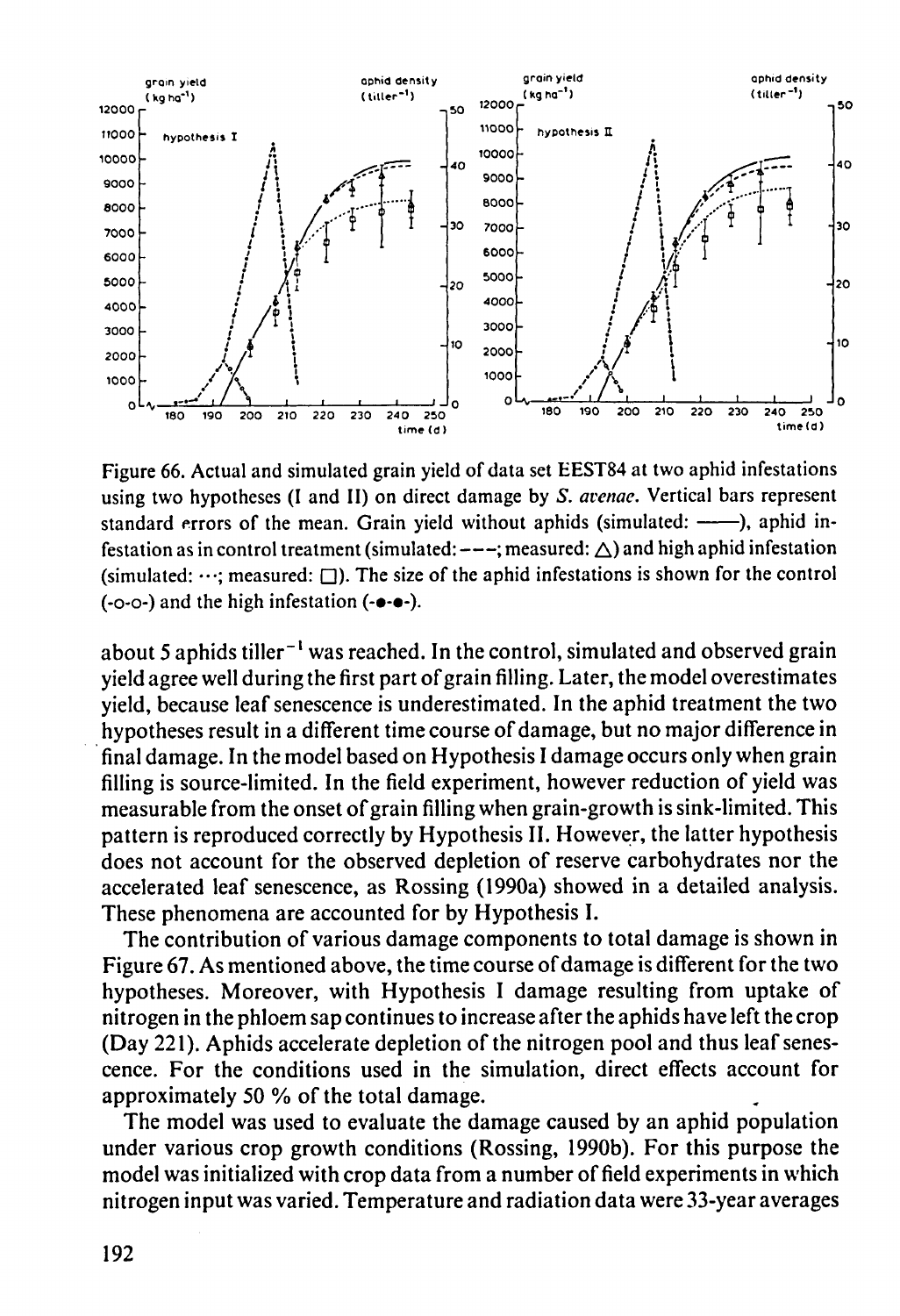Figure 66. Actual and simulated grain yield of data set EEST84 at two aphid infestations using two hypotheses (I and II) on direct damage by *S. avenae*. Vertical bars represent standard errors of the mean. Grain yield without aphids (simulated: ——), aphid infestation as in control treatment (simulated: - - -; measured: △) and high aphid infestation (simulated: ···; measured: □). The size of the aphid infestations is shown for the control (-o-o-) and the high infestation (-•-•-).

about 5 aphids tiller$^{-1}$ was reached. In the control, simulated and observed grain yield agree well during the first part of grain filling. Later, the model overestimates yield, because leaf senescence is underestimated. In the aphid treatment the two hypotheses result in a different time course of damage, but no major difference in final damage. In the model based on Hypothesis I damage occurs only when grain filling is source-limited. In the field experiment, however reduction of yield was measurable from the onset of grain filling when grain-growth is sink-limited. This pattern is reproduced correctly by Hypothesis II. However, the latter hypothesis does not account for the observed depletion of reserve carbohydrates nor the accelerated leaf senescence, as Rossing (1990a) showed in a detailed analysis. These phenomena are accounted for by Hypothesis I.

The contribution of various damage components to total damage is shown in Figure 67. As mentioned above, the time course of damage is different for the two hypotheses. Moreover, with Hypothesis I damage resulting from uptake of nitrogen in the phloem sap continues to increase after the aphids have left the crop (Day 221). Aphids accelerate depletion of the nitrogen pool and thus leaf senescence. For the conditions used in the simulation, direct effects account for approximately 50 % of the total damage.

The model was used to evaluate the damage caused by an aphid population under various crop growth conditions (Rossing, 1990b). For this purpose the model was initialized with crop data from a number of field experiments in which nitrogen input was varied. Temperature and radiation data were 33-year averages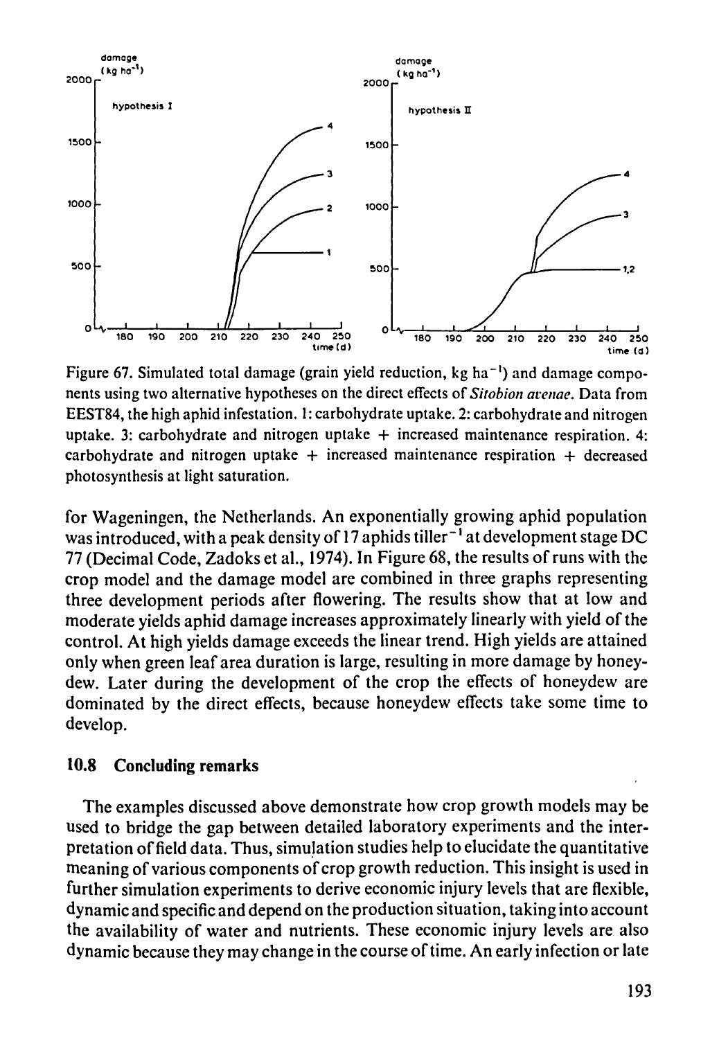Figure 67. Simulated total damage (grain yield reduction, kg $ha^{-1}$) and damage components using two alternative hypotheses on the direct effects of *Sitobion avenae*. Data from EEST84, the high aphid infestation. 1: carbohydrate uptake. 2: carbohydrate and nitrogen uptake. 3: carbohydrate and nitrogen uptake + increased maintenance respiration. 4: carbohydrate and nitrogen uptake + increased maintenance respiration + decreased photosynthesis at light saturation.

for Wageningen, the Netherlands. An exponentially growing aphid population was introduced, with a peak density of 17 aphids $tiller^{-1}$ at development stage DC 77 (Decimal Code, Zadoks et al., 1974). In Figure 68, the results of runs with the crop model and the damage model are combined in three graphs representing three development periods after flowering. The results show that at low and moderate yields aphid damage increases approximately linearly with yield of the control. At high yields damage exceeds the linear trend. High yields are attained only when green leaf area duration is large, resulting in more damage by honeydew. Later during the development of the crop the effects of honeydew are dominated by the direct effects, because honeydew effects take some time to develop.

## 10.8 Concluding remarks

The examples discussed above demonstrate how crop growth models may be used to bridge the gap between detailed laboratory experiments and the interpretation of field data. Thus, simulation studies help to elucidate the quantitative meaning of various components of crop growth reduction. This insight is used in further simulation experiments to derive economic injury levels that are flexible, dynamic and specific and depend on the production situation, taking into account the availability of water and nutrients. These economic injury levels are also dynamic because they may change in the course of time. An early infection or late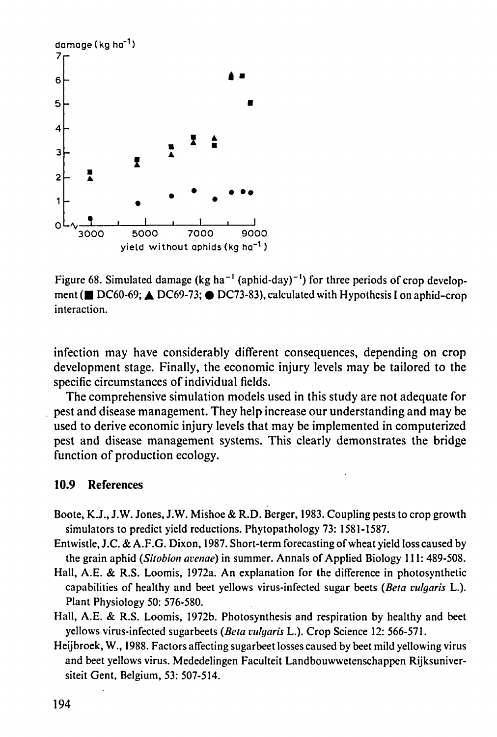Figure 68. Simulated damage (kg $ha^{-1}$ (aphid-day)$^{-1}$) for three periods of crop development (■ DC60-69; ▲ DC69-73; ● DC73-83), calculated with Hypothesis I on aphid–crop interaction.

infection may have considerably different consequences, depending on crop development stage. Finally, the economic injury levels may be tailored to the specific circumstances of individual fields.

The comprehensive simulation models used in this study are not adequate for pest and disease management. They help increase our understanding and may be used to derive economic injury levels that may be implemented in computerized pest and disease management systems. This clearly demonstrates the bridge function of production ecology.

## 10.9 References

Boote, K.J., J.W. Jones, J.W. Mishoe & R.D. Berger, 1983. Coupling pests to crop growth simulators to predict yield reductions. Phytopathology 73: 1581-1587.

Entwistle, J.C. & A.F.G. Dixon, 1987. Short-term forecasting of wheat yield loss caused by the grain aphid (*Sitobion avenae*) in summer. Annals of Applied Biology 111: 489-508.

Hall, A.E. & R.S. Loomis, 1972a. An explanation for the difference in photosynthetic capabilities of healthy and beet yellows virus-infected sugar beets (*Beta vulgaris* L.). Plant Physiology 50: 576-580.

Hall, A.E. & R.S. Loomis, 1972b. Photosynthesis and respiration by healthy and beet yellows virus-infected sugarbeets (*Beta vulgaris* L.). Crop Science 12: 566-571.

Heijbroek, W., 1988. Factors affecting sugarbeet losses caused by beet mild yellowing virus and beet yellows virus. Mededelingen Faculteit Landbouwwetenschappen Rijksuniversiteit Gent, Belgium, 53: 507-514.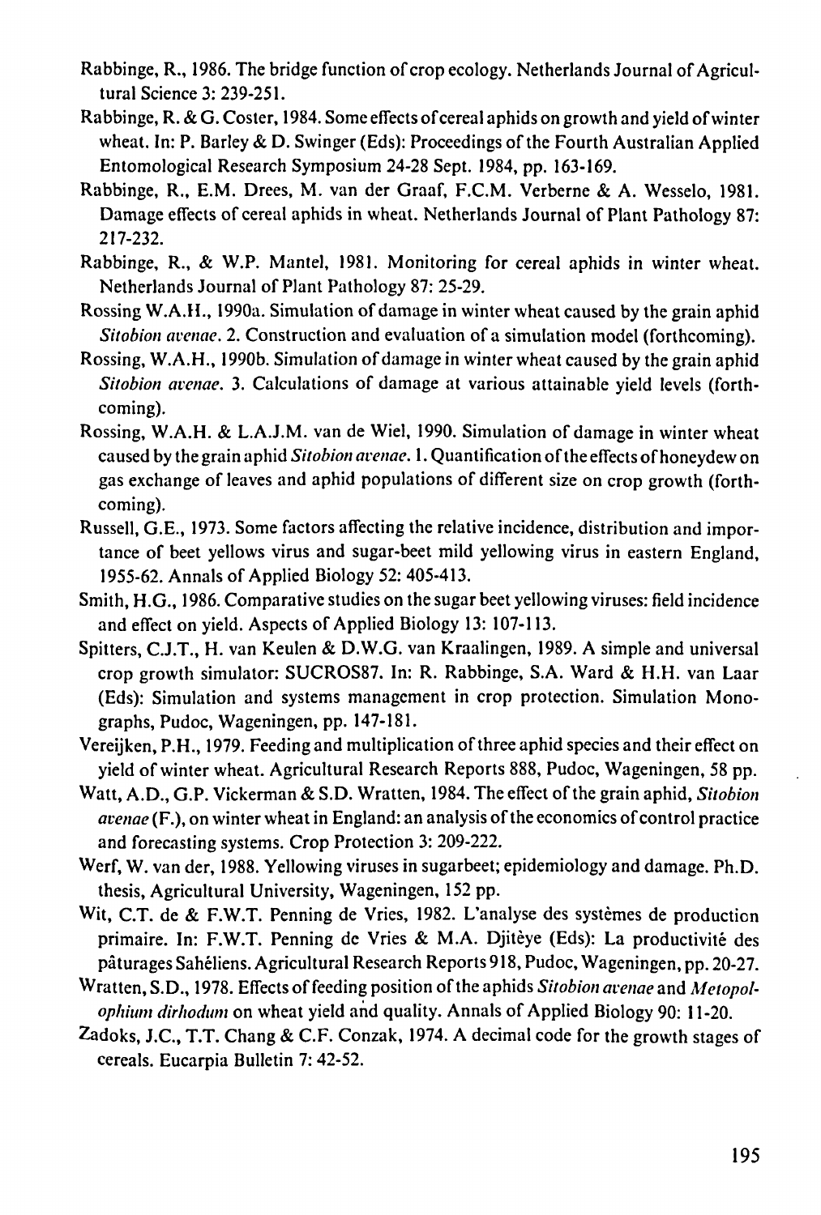Rabbinge, R., 1986. The bridge function of crop ecology. Netherlands Journal of Agricultural Science 3: 239-251.

Rabbinge, R. & G. Coster, 1984. Some effects of cereal aphids on growth and yield of winter wheat. In: P. Barley & D. Swinger (Eds): Proceedings of the Fourth Australian Applied Entomological Research Symposium 24-28 Sept. 1984, pp. 163-169.

Rabbinge, R., E.M. Drees, M. van der Graaf, F.C.M. Verberne & A. Wesselo, 1981. Damage effects of cereal aphids in wheat. Netherlands Journal of Plant Pathology 87: 217-232.

Rabbinge, R., & W.P. Mantel, 1981. Monitoring for cereal aphids in winter wheat. Netherlands Journal of Plant Pathology 87: 25-29.

Rossing W.A.H., 1990a. Simulation of damage in winter wheat caused by the grain aphid *Sitobion avenae*. 2. Construction and evaluation of a simulation model (forthcoming).

Rossing, W.A.H., 1990b. Simulation of damage in winter wheat caused by the grain aphid *Sitobion avenae*. 3. Calculations of damage at various attainable yield levels (forthcoming).

Rossing, W.A.H. & L.A.J.M. van de Wiel, 1990. Simulation of damage in winter wheat caused by the grain aphid *Sitobion avenae*. 1. Quantification of the effects of honeydew on gas exchange of leaves and aphid populations of different size on crop growth (forthcoming).

Russell, G.E., 1973. Some factors affecting the relative incidence, distribution and importance of beet yellows virus and sugar-beet mild yellowing virus in eastern England, 1955-62. Annals of Applied Biology 52: 405-413.

Smith, H.G., 1986. Comparative studies on the sugar beet yellowing viruses: field incidence and effect on yield. Aspects of Applied Biology 13: 107-113.

Spitters, C.J.T., H. van Keulen & D.W.G. van Kraalingen, 1989. A simple and universal crop growth simulator: SUCROS87. In: R. Rabbinge, S.A. Ward & H.H. van Laar (Eds): Simulation and systems management in crop protection. Simulation Monographs, Pudoc, Wageningen, pp. 147-181.

Vereijken, P.H., 1979. Feeding and multiplication of three aphid species and their effect on yield of winter wheat. Agricultural Research Reports 888, Pudoc, Wageningen, 58 pp.

Watt, A.D., G.P. Vickerman & S.D. Wratten, 1984. The effect of the grain aphid, *Sitobion avenae* (F.), on winter wheat in England: an analysis of the economics of control practice and forecasting systems. Crop Protection 3: 209-222.

Werf, W. van der, 1988. Yellowing viruses in sugarbeet; epidemiology and damage. Ph.D. thesis, Agricultural University, Wageningen, 152 pp.

Wit, C.T. de & F.W.T. Penning de Vries, 1982. L'analyse des systèmes de production primaire. In: F.W.T. Penning de Vries & M.A. Djitèye (Eds): La productivité des pâturages Sahéliens. Agricultural Research Reports 918, Pudoc, Wageningen, pp. 20-27.

Wratten, S.D., 1978. Effects of feeding position of the aphids *Sitobion avenae* and *Metopolophium dirhodum* on wheat yield and quality. Annals of Applied Biology 90: 11-20.

Zadoks, J.C., T.T. Chang & C.F. Conzak, 1974. A decimal code for the growth stages of cereals. Eucarpia Bulletin 7: 42-52.